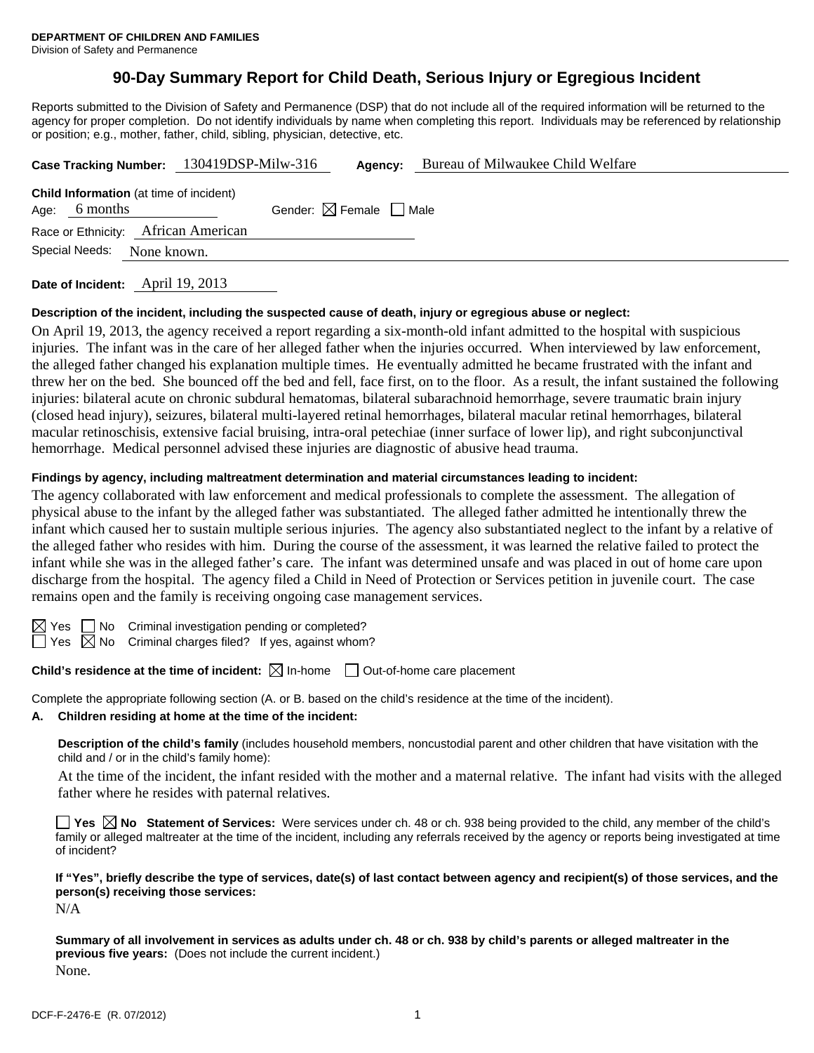**DEPARTMENT OF CHILDREN AND FAMILIES**
Division of Safety and Permanence

# 90-Day Summary Report for Child Death, Serious Injury or Egregious Incident

Reports submitted to the Division of Safety and Permanence (DSP) that do not include all of the required information will be returned to the agency for proper completion. Do not identify individuals by name when completing this report. Individuals may be referenced by relationship or position; e.g., mother, father, child, sibling, physician, detective, etc.

**Case Tracking Number:** 130419DSP-Milw-316 **Agency:** Bureau of Milwaukee Child Welfare

**Child Information** (at time of incident)
Age: 6 months Gender: ☒ Female ☐ Male
Race or Ethnicity: African American
Special Needs: None known.

**Date of Incident:** April 19, 2013

**Description of the incident, including the suspected cause of death, injury or egregious abuse or neglect:**

On April 19, 2013, the agency received a report regarding a six-month-old infant admitted to the hospital with suspicious injuries. The infant was in the care of her alleged father when the injuries occurred. When interviewed by law enforcement, the alleged father changed his explanation multiple times. He eventually admitted he became frustrated with the infant and threw her on the bed. She bounced off the bed and fell, face first, on to the floor. As a result, the infant sustained the following injuries: bilateral acute on chronic subdural hematomas, bilateral subarachnoid hemorrhage, severe traumatic brain injury (closed head injury), seizures, bilateral multi-layered retinal hemorrhages, bilateral macular retinal hemorrhages, bilateral macular retinoschisis, extensive facial bruising, intra-oral petechiae (inner surface of lower lip), and right subconjunctival hemorrhage. Medical personnel advised these injuries are diagnostic of abusive head trauma.

**Findings by agency, including maltreatment determination and material circumstances leading to incident:**

The agency collaborated with law enforcement and medical professionals to complete the assessment. The allegation of physical abuse to the infant by the alleged father was substantiated. The alleged father admitted he intentionally threw the infant which caused her to sustain multiple serious injuries. The agency also substantiated neglect to the infant by a relative of the alleged father who resides with him. During the course of the assessment, it was learned the relative failed to protect the infant while she was in the alleged father's care. The infant was determined unsafe and was placed in out of home care upon discharge from the hospital. The agency filed a Child in Need of Protection or Services petition in juvenile court. The case remains open and the family is receiving ongoing case management services.

☒ Yes ☐ No Criminal investigation pending or completed?
☐ Yes ☒ No Criminal charges filed? If yes, against whom?

**Child's residence at the time of incident:** ☒ In-home ☐ Out-of-home care placement

Complete the appropriate following section (A. or B. based on the child's residence at the time of the incident).

**A. Children residing at home at the time of the incident:**

**Description of the child's family** (includes household members, noncustodial parent and other children that have visitation with the child and / or in the child's family home):

At the time of the incident, the infant resided with the mother and a maternal relative. The infant had visits with the alleged father where he resides with paternal relatives.

☐ **Yes** ☒ **No Statement of Services:** Were services under ch. 48 or ch. 938 being provided to the child, any member of the child's family or alleged maltreater at the time of the incident, including any referrals received by the agency or reports being investigated at time of incident?

**If "Yes", briefly describe the type of services, date(s) of last contact between agency and recipient(s) of those services, and the person(s) receiving those services:**

N/A

**Summary of all involvement in services as adults under ch. 48 or ch. 938 by child's parents or alleged maltreater in the previous five years:** (Does not include the current incident.)

None.

DCF-F-2476-E (R. 07/2012)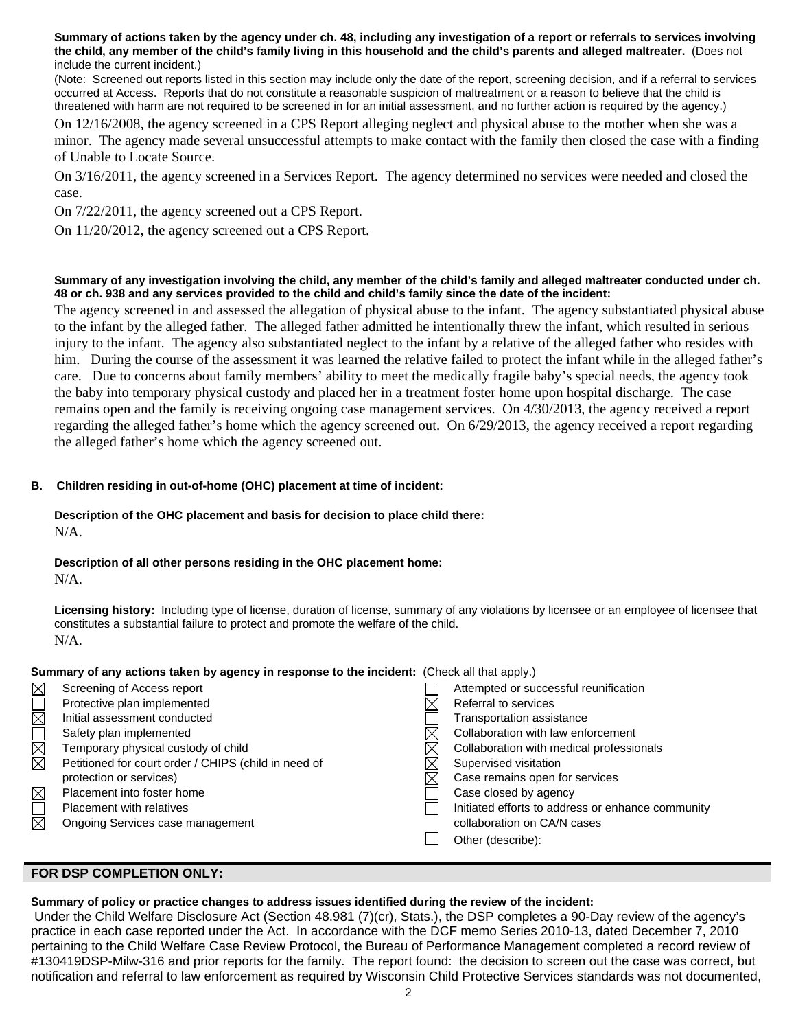**Summary of actions taken by the agency under ch. 48, including any investigation of a report or referrals to services involving the child, any member of the child's family living in this household and the child's parents and alleged maltreater.** (Does not include the current incident.)

(Note: Screened out reports listed in this section may include only the date of the report, screening decision, and if a referral to services occurred at Access. Reports that do not constitute a reasonable suspicion of maltreatment or a reason to believe that the child is threatened with harm are not required to be screened in for an initial assessment, and no further action is required by the agency.)

On 12/16/2008, the agency screened in a CPS Report alleging neglect and physical abuse to the mother when she was a minor. The agency made several unsuccessful attempts to make contact with the family then closed the case with a finding of Unable to Locate Source.

On 3/16/2011, the agency screened in a Services Report. The agency determined no services were needed and closed the case.

On 7/22/2011, the agency screened out a CPS Report.

On 11/20/2012, the agency screened out a CPS Report.

**Summary of any investigation involving the child, any member of the child's family and alleged maltreater conducted under ch. 48 or ch. 938 and any services provided to the child and child's family since the date of the incident:**

The agency screened in and assessed the allegation of physical abuse to the infant. The agency substantiated physical abuse to the infant by the alleged father. The alleged father admitted he intentionally threw the infant, which resulted in serious injury to the infant. The agency also substantiated neglect to the infant by a relative of the alleged father who resides with him. During the course of the assessment it was learned the relative failed to protect the infant while in the alleged father's care. Due to concerns about family members' ability to meet the medically fragile baby's special needs, the agency took the baby into temporary physical custody and placed her in a treatment foster home upon hospital discharge. The case remains open and the family is receiving ongoing case management services. On 4/30/2013, the agency received a report regarding the alleged father's home which the agency screened out. On 6/29/2013, the agency received a report regarding the alleged father's home which the agency screened out.

**B. Children residing in out-of-home (OHC) placement at time of incident:**

**Description of the OHC placement and basis for decision to place child there:**
N/A.

**Description of all other persons residing in the OHC placement home:**
N/A.

**Licensing history:** Including type of license, duration of license, summary of any violations by licensee or an employee of licensee that constitutes a substantial failure to protect and promote the welfare of the child.
N/A.

**Summary of any actions taken by agency in response to the incident:** (Check all that apply.)

- [x] Screening of Access report
- [ ] Protective plan implemented
- [x] Initial assessment conducted
- [ ] Safety plan implemented
- [x] Temporary physical custody of child
- [x] Petitioned for court order / CHIPS (child in need of protection or services)
- [x] Placement into foster home
- [ ] Placement with relatives
- [x] Ongoing Services case management
- [ ] Attempted or successful reunification
- [x] Referral to services
- [ ] Transportation assistance
- [x] Collaboration with law enforcement
- [x] Collaboration with medical professionals
- [x] Supervised visitation
- [x] Case remains open for services
- [ ] Case closed by agency
- [ ] Initiated efforts to address or enhance community collaboration on CA/N cases
- [ ] Other (describe):

## FOR DSP COMPLETION ONLY:

**Summary of policy or practice changes to address issues identified during the review of the incident:**

Under the Child Welfare Disclosure Act (Section 48.981 (7)(cr), Stats.), the DSP completes a 90-Day review of the agency's practice in each case reported under the Act. In accordance with the DCF memo Series 2010-13, dated December 7, 2010 pertaining to the Child Welfare Case Review Protocol, the Bureau of Performance Management completed a record review of #130419DSP-Milw-316 and prior reports for the family. The report found: the decision to screen out the case was correct, but notification and referral to law enforcement as required by Wisconsin Child Protective Services standards was not documented,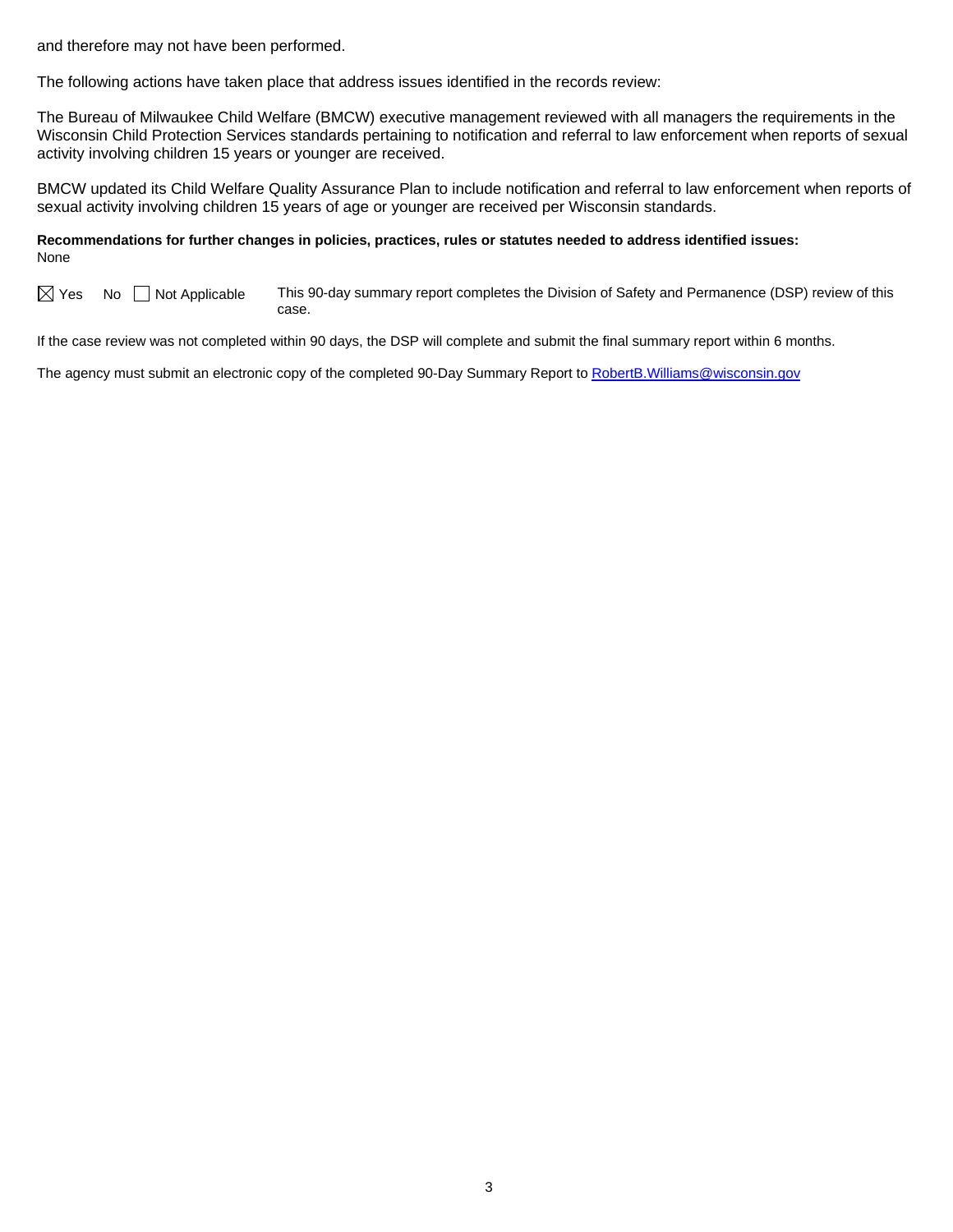and therefore may not have been performed.

The following actions have taken place that address issues identified in the records review:

The Bureau of Milwaukee Child Welfare (BMCW) executive management reviewed with all managers the requirements in the Wisconsin Child Protection Services standards pertaining to notification and referral to law enforcement when reports of sexual activity involving children 15 years or younger are received.

BMCW updated its Child Welfare Quality Assurance Plan to include notification and referral to law enforcement when reports of sexual activity involving children 15 years of age or younger are received per Wisconsin standards.

**Recommendations for further changes in policies, practices, rules or statutes needed to address identified issues:**
None

☒ Yes No ☐ Not Applicable This 90-day summary report completes the Division of Safety and Permanence (DSP) review of this case.

If the case review was not completed within 90 days, the DSP will complete and submit the final summary report within 6 months.

The agency must submit an electronic copy of the completed 90-Day Summary Report to RobertB.Williams@wisconsin.gov